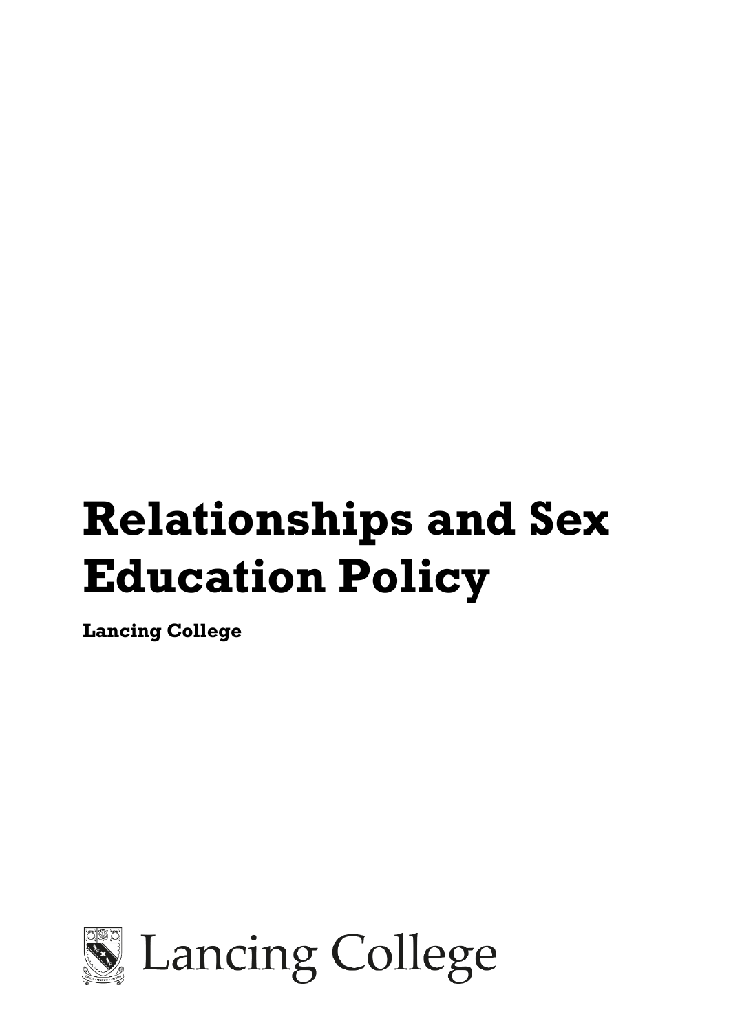# Relationships and Sex Education Policy

**Lancing College**

Lancing College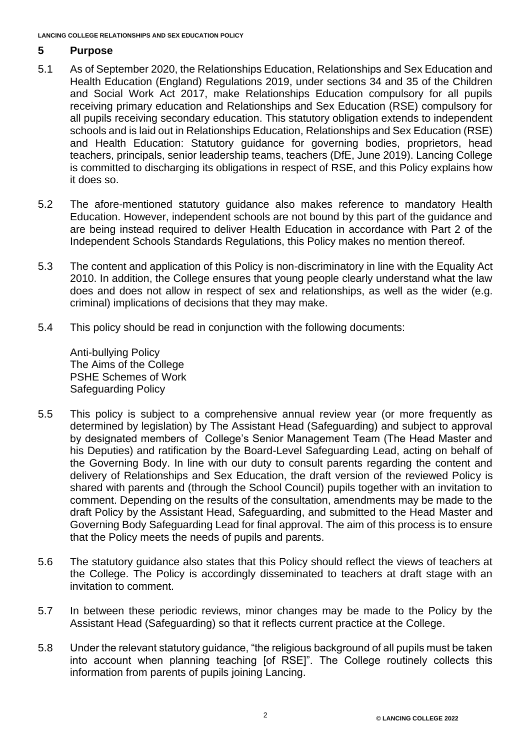## 5 Purpose

5.1 As of September 2020, the Relationships Education, Relationships and Sex Education and Health Education (England) Regulations 2019, under sections 34 and 35 of the Children and Social Work Act 2017, make Relationships Education compulsory for all pupils receiving primary education and Relationships and Sex Education (RSE) compulsory for all pupils receiving secondary education. This statutory obligation extends to independent schools and is laid out in Relationships Education, Relationships and Sex Education (RSE) and Health Education: Statutory guidance for governing bodies, proprietors, head teachers, principals, senior leadership teams, teachers (DfE, June 2019). Lancing College is committed to discharging its obligations in respect of RSE, and this Policy explains how it does so.

5.2 The afore-mentioned statutory guidance also makes reference to mandatory Health Education. However, independent schools are not bound by this part of the guidance and are being instead required to deliver Health Education in accordance with Part 2 of the Independent Schools Standards Regulations, this Policy makes no mention thereof.

5.3 The content and application of this Policy is non-discriminatory in line with the Equality Act 2010. In addition, the College ensures that young people clearly understand what the law does and does not allow in respect of sex and relationships, as well as the wider (e.g. criminal) implications of decisions that they may make.

5.4 This policy should be read in conjunction with the following documents:

Anti-bullying Policy
The Aims of the College
PSHE Schemes of Work
Safeguarding Policy

5.5 This policy is subject to a comprehensive annual review year (or more frequently as determined by legislation) by The Assistant Head (Safeguarding) and subject to approval by designated members of College's Senior Management Team (The Head Master and his Deputies) and ratification by the Board-Level Safeguarding Lead, acting on behalf of the Governing Body. In line with our duty to consult parents regarding the content and delivery of Relationships and Sex Education, the draft version of the reviewed Policy is shared with parents and (through the School Council) pupils together with an invitation to comment. Depending on the results of the consultation, amendments may be made to the draft Policy by the Assistant Head, Safeguarding, and submitted to the Head Master and Governing Body Safeguarding Lead for final approval. The aim of this process is to ensure that the Policy meets the needs of pupils and parents.

5.6 The statutory guidance also states that this Policy should reflect the views of teachers at the College. The Policy is accordingly disseminated to teachers at draft stage with an invitation to comment.

5.7 In between these periodic reviews, minor changes may be made to the Policy by the Assistant Head (Safeguarding) so that it reflects current practice at the College.

5.8 Under the relevant statutory guidance, "the religious background of all pupils must be taken into account when planning teaching [of RSE]". The College routinely collects this information from parents of pupils joining Lancing.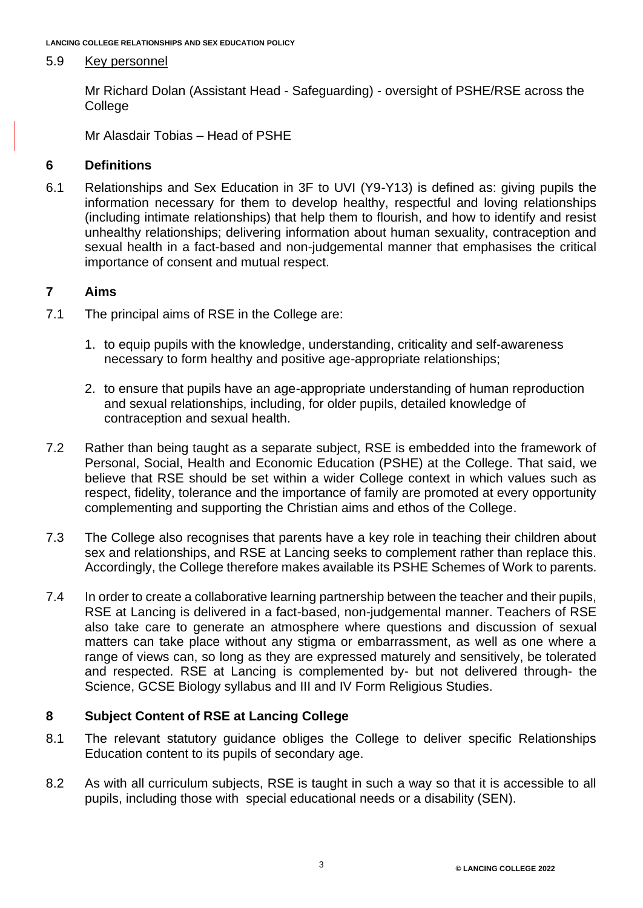### 5.9 Key personnel

Mr Richard Dolan (Assistant Head - Safeguarding) - oversight of PSHE/RSE across the College

Mr Alasdair Tobias – Head of PSHE

## 6 Definitions

6.1 Relationships and Sex Education in 3F to UVI (Y9-Y13) is defined as: giving pupils the information necessary for them to develop healthy, respectful and loving relationships (including intimate relationships) that help them to flourish, and how to identify and resist unhealthy relationships; delivering information about human sexuality, contraception and sexual health in a fact-based and non-judgemental manner that emphasises the critical importance of consent and mutual respect.

## 7 Aims

7.1 The principal aims of RSE in the College are:

1. to equip pupils with the knowledge, understanding, criticality and self-awareness necessary to form healthy and positive age-appropriate relationships;

2. to ensure that pupils have an age-appropriate understanding of human reproduction and sexual relationships, including, for older pupils, detailed knowledge of contraception and sexual health.

7.2 Rather than being taught as a separate subject, RSE is embedded into the framework of Personal, Social, Health and Economic Education (PSHE) at the College. That said, we believe that RSE should be set within a wider College context in which values such as respect, fidelity, tolerance and the importance of family are promoted at every opportunity complementing and supporting the Christian aims and ethos of the College.

7.3 The College also recognises that parents have a key role in teaching their children about sex and relationships, and RSE at Lancing seeks to complement rather than replace this. Accordingly, the College therefore makes available its PSHE Schemes of Work to parents.

7.4 In order to create a collaborative learning partnership between the teacher and their pupils, RSE at Lancing is delivered in a fact-based, non-judgemental manner. Teachers of RSE also take care to generate an atmosphere where questions and discussion of sexual matters can take place without any stigma or embarrassment, as well as one where a range of views can, so long as they are expressed maturely and sensitively, be tolerated and respected. RSE at Lancing is complemented by- but not delivered through- the Science, GCSE Biology syllabus and III and IV Form Religious Studies.

## 8 Subject Content of RSE at Lancing College

8.1 The relevant statutory guidance obliges the College to deliver specific Relationships Education content to its pupils of secondary age.

8.2 As with all curriculum subjects, RSE is taught in such a way so that it is accessible to all pupils, including those with special educational needs or a disability (SEN).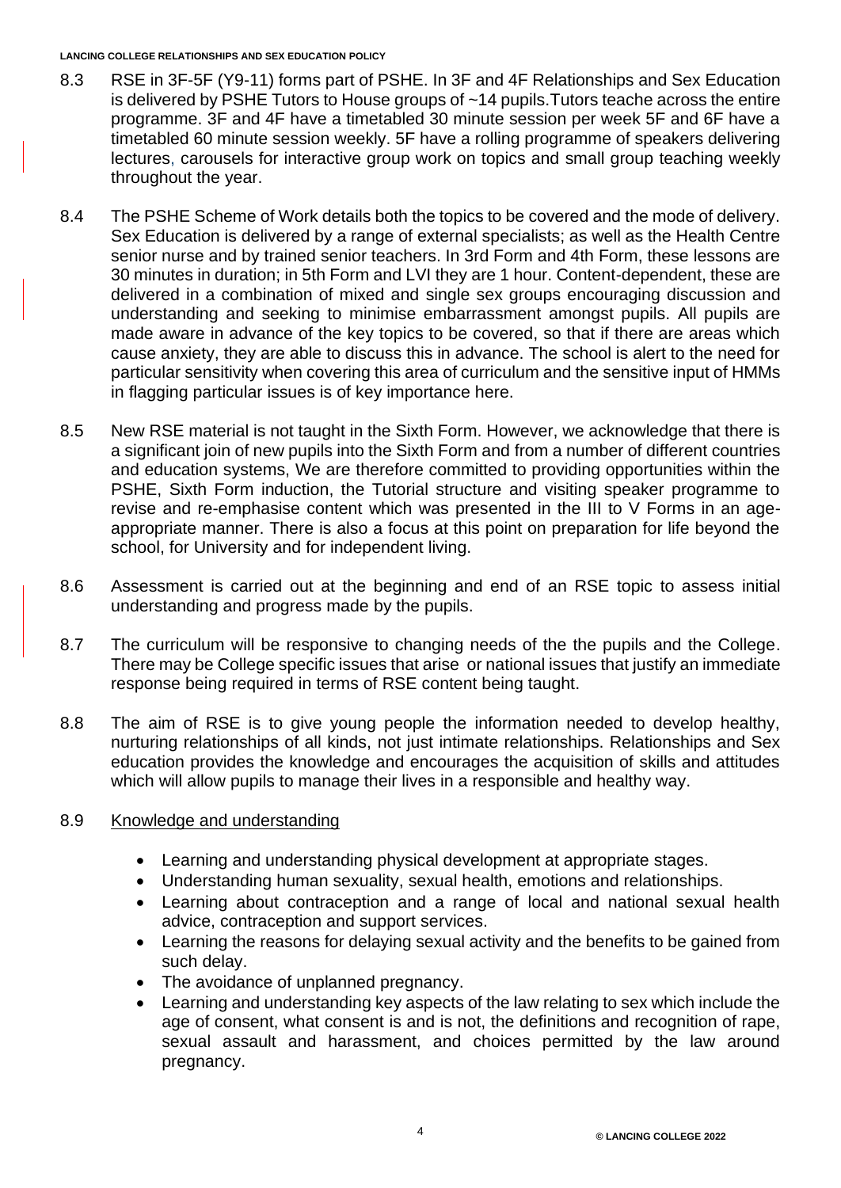8.3 RSE in 3F-5F (Y9-11) forms part of PSHE. In 3F and 4F Relationships and Sex Education is delivered by PSHE Tutors to House groups of ~14 pupils.Tutors teache across the entire programme. 3F and 4F have a timetabled 30 minute session per week 5F and 6F have a timetabled 60 minute session weekly. 5F have a rolling programme of speakers delivering lectures, carousels for interactive group work on topics and small group teaching weekly throughout the year.

8.4 The PSHE Scheme of Work details both the topics to be covered and the mode of delivery. Sex Education is delivered by a range of external specialists; as well as the Health Centre senior nurse and by trained senior teachers. In 3rd Form and 4th Form, these lessons are 30 minutes in duration; in 5th Form and LVI they are 1 hour. Content-dependent, these are delivered in a combination of mixed and single sex groups encouraging discussion and understanding and seeking to minimise embarrassment amongst pupils. All pupils are made aware in advance of the key topics to be covered, so that if there are areas which cause anxiety, they are able to discuss this in advance. The school is alert to the need for particular sensitivity when covering this area of curriculum and the sensitive input of HMMs in flagging particular issues is of key importance here.

8.5 New RSE material is not taught in the Sixth Form. However, we acknowledge that there is a significant join of new pupils into the Sixth Form and from a number of different countries and education systems, We are therefore committed to providing opportunities within the PSHE, Sixth Form induction, the Tutorial structure and visiting speaker programme to revise and re-emphasise content which was presented in the III to V Forms in an age-appropriate manner. There is also a focus at this point on preparation for life beyond the school, for University and for independent living.

8.6 Assessment is carried out at the beginning and end of an RSE topic to assess initial understanding and progress made by the pupils.

8.7 The curriculum will be responsive to changing needs of the the pupils and the College. There may be College specific issues that arise or national issues that justify an immediate response being required in terms of RSE content being taught.

8.8 The aim of RSE is to give young people the information needed to develop healthy, nurturing relationships of all kinds, not just intimate relationships. Relationships and Sex education provides the knowledge and encourages the acquisition of skills and attitudes which will allow pupils to manage their lives in a responsible and healthy way.

8.9 Knowledge and understanding

- Learning and understanding physical development at appropriate stages.
- Understanding human sexuality, sexual health, emotions and relationships.
- Learning about contraception and a range of local and national sexual health advice, contraception and support services.
- Learning the reasons for delaying sexual activity and the benefits to be gained from such delay.
- The avoidance of unplanned pregnancy.
- Learning and understanding key aspects of the law relating to sex which include the age of consent, what consent is and is not, the definitions and recognition of rape, sexual assault and harassment, and choices permitted by the law around pregnancy.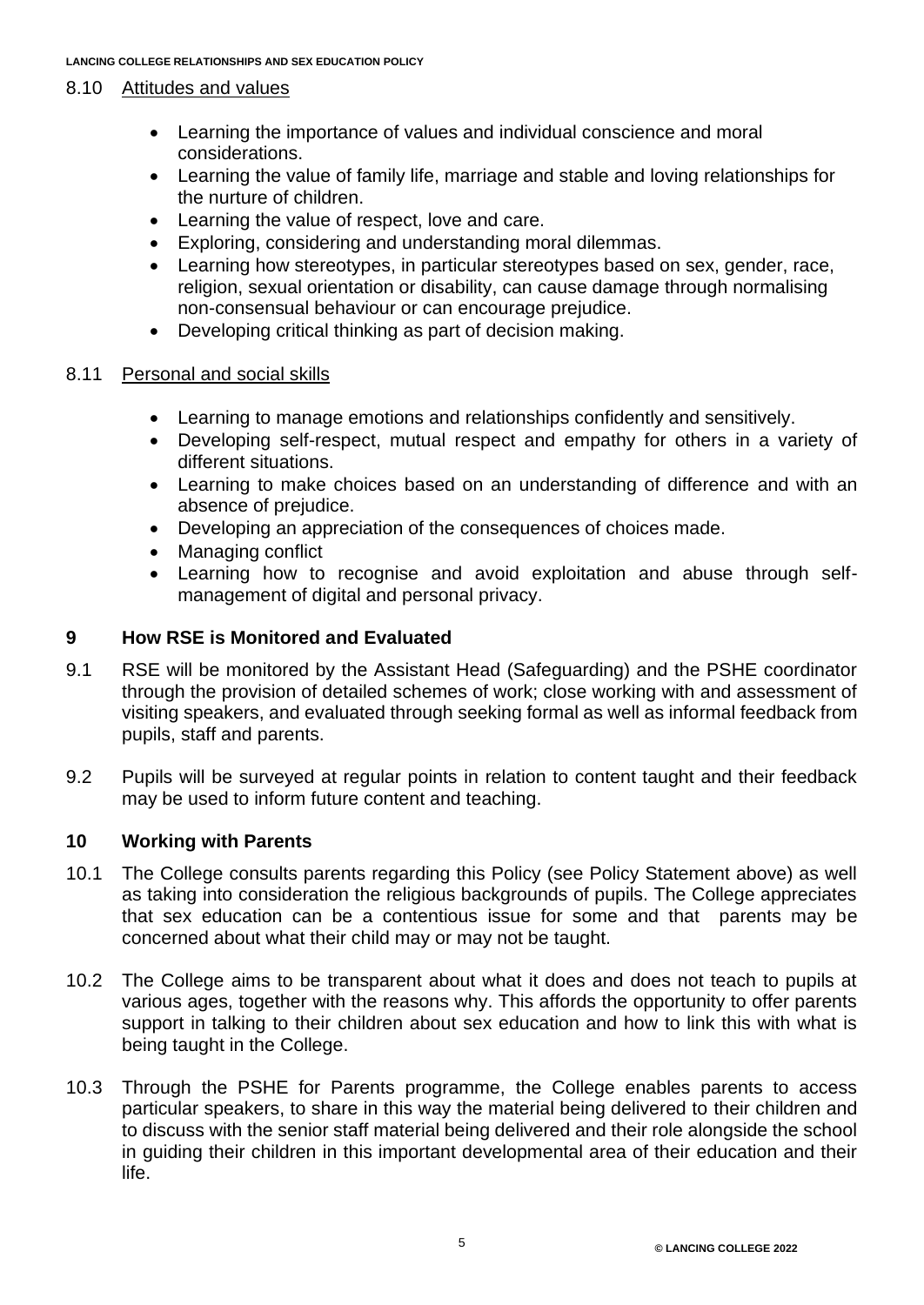### 8.10 Attitudes and values

- Learning the importance of values and individual conscience and moral considerations.
- Learning the value of family life, marriage and stable and loving relationships for the nurture of children.
- Learning the value of respect, love and care.
- Exploring, considering and understanding moral dilemmas.
- Learning how stereotypes, in particular stereotypes based on sex, gender, race, religion, sexual orientation or disability, can cause damage through normalising non-consensual behaviour or can encourage prejudice.
- Developing critical thinking as part of decision making.

### 8.11 Personal and social skills

- Learning to manage emotions and relationships confidently and sensitively.
- Developing self-respect, mutual respect and empathy for others in a variety of different situations.
- Learning to make choices based on an understanding of difference and with an absence of prejudice.
- Developing an appreciation of the consequences of choices made.
- Managing conflict
- Learning how to recognise and avoid exploitation and abuse through self-management of digital and personal privacy.

## 9 How RSE is Monitored and Evaluated

9.1 RSE will be monitored by the Assistant Head (Safeguarding) and the PSHE coordinator through the provision of detailed schemes of work; close working with and assessment of visiting speakers, and evaluated through seeking formal as well as informal feedback from pupils, staff and parents.

9.2 Pupils will be surveyed at regular points in relation to content taught and their feedback may be used to inform future content and teaching.

## 10 Working with Parents

10.1 The College consults parents regarding this Policy (see Policy Statement above) as well as taking into consideration the religious backgrounds of pupils. The College appreciates that sex education can be a contentious issue for some and that parents may be concerned about what their child may or may not be taught.

10.2 The College aims to be transparent about what it does and does not teach to pupils at various ages, together with the reasons why. This affords the opportunity to offer parents support in talking to their children about sex education and how to link this with what is being taught in the College.

10.3 Through the PSHE for Parents programme, the College enables parents to access particular speakers, to share in this way the material being delivered to their children and to discuss with the senior staff material being delivered and their role alongside the school in guiding their children in this important developmental area of their education and their life.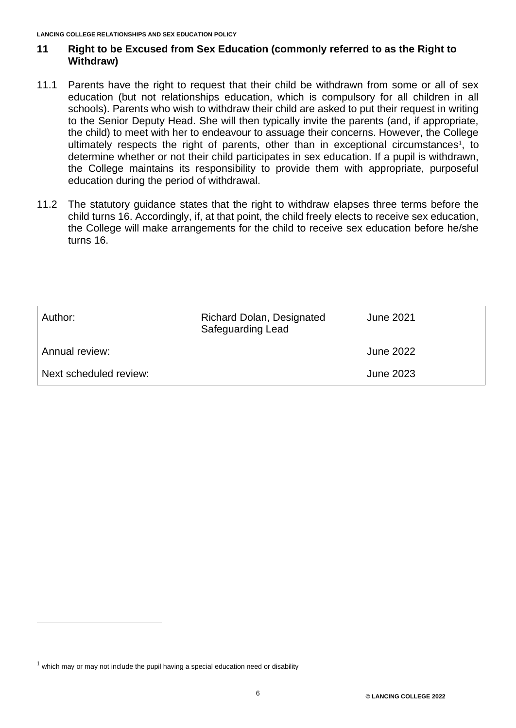## 11 Right to be Excused from Sex Education (commonly referred to as the Right to Withdraw)

11.1 Parents have the right to request that their child be withdrawn from some or all of sex education (but not relationships education, which is compulsory for all children in all schools). Parents who wish to withdraw their child are asked to put their request in writing to the Senior Deputy Head. She will then typically invite the parents (and, if appropriate, the child) to meet with her to endeavour to assuage their concerns. However, the College ultimately respects the right of parents, other than in exceptional circumstances[1], to determine whether or not their child participates in sex education. If a pupil is withdrawn, the College maintains its responsibility to provide them with appropriate, purposeful education during the period of withdrawal.

11.2 The statutory guidance states that the right to withdraw elapses three terms before the child turns 16. Accordingly, if, at that point, the child freely elects to receive sex education, the College will make arrangements for the child to receive sex education before he/she turns 16.

| | | |
|---|---|---|
| Author: | Richard Dolan, Designated Safeguarding Lead | June 2021 |
| Annual review: | | June 2022 |
| Next scheduled review: | | June 2023 |

[1] which may or may not include the pupil having a special education need or disability

© LANCING COLLEGE 2022